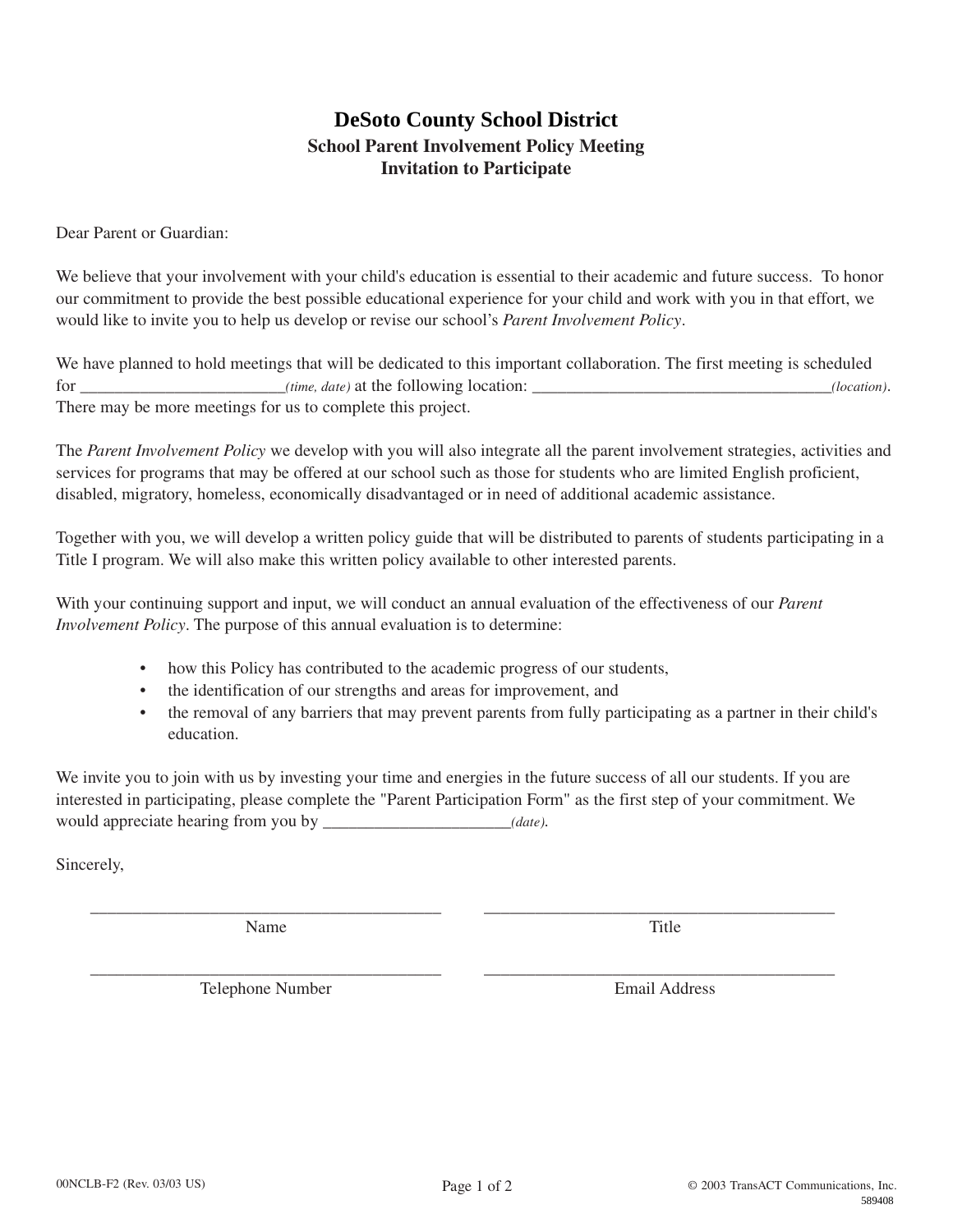# DeSoto County School District

## School Parent Involvement Policy Meeting
## Invitation to Participate

Dear Parent or Guardian:

We believe that your involvement with your child's education is essential to their academic and future success. To honor our commitment to provide the best possible educational experience for your child and work with you in that effort, we would like to invite you to help us develop or revise our school's *Parent Involvement Policy*.

We have planned to hold meetings that will be dedicated to this important collaboration. The first meeting is scheduled for ________________________*(time, date)* at the following location: ____________________________________*(location)*. There may be more meetings for us to complete this project.

The *Parent Involvement Policy* we develop with you will also integrate all the parent involvement strategies, activities and services for programs that may be offered at our school such as those for students who are limited English proficient, disabled, migratory, homeless, economically disadvantaged or in need of additional academic assistance.

Together with you, we will develop a written policy guide that will be distributed to parents of students participating in a Title I program. We will also make this written policy available to other interested parents.

With your continuing support and input, we will conduct an annual evaluation of the effectiveness of our *Parent Involvement Policy*. The purpose of this annual evaluation is to determine:

- how this Policy has contributed to the academic progress of our students,
- the identification of our strengths and areas for improvement, and
- the removal of any barriers that may prevent parents from fully participating as a partner in their child's education.

We invite you to join with us by investing your time and energies in the future success of all our students. If you are interested in participating, please complete the "Parent Participation Form" as the first step of your commitment. We would appreciate hearing from you by ______________________*(date)*.

Sincerely,

| | |
|---|---|
| ___________________________________ | ___________________________________ |
| Name | Title |
| ___________________________________ | ___________________________________ |
| Telephone Number | Email Address |

00NCLB-F2 (Rev. 03/03 US)

© 2003 TransACT Communications, Inc.
589408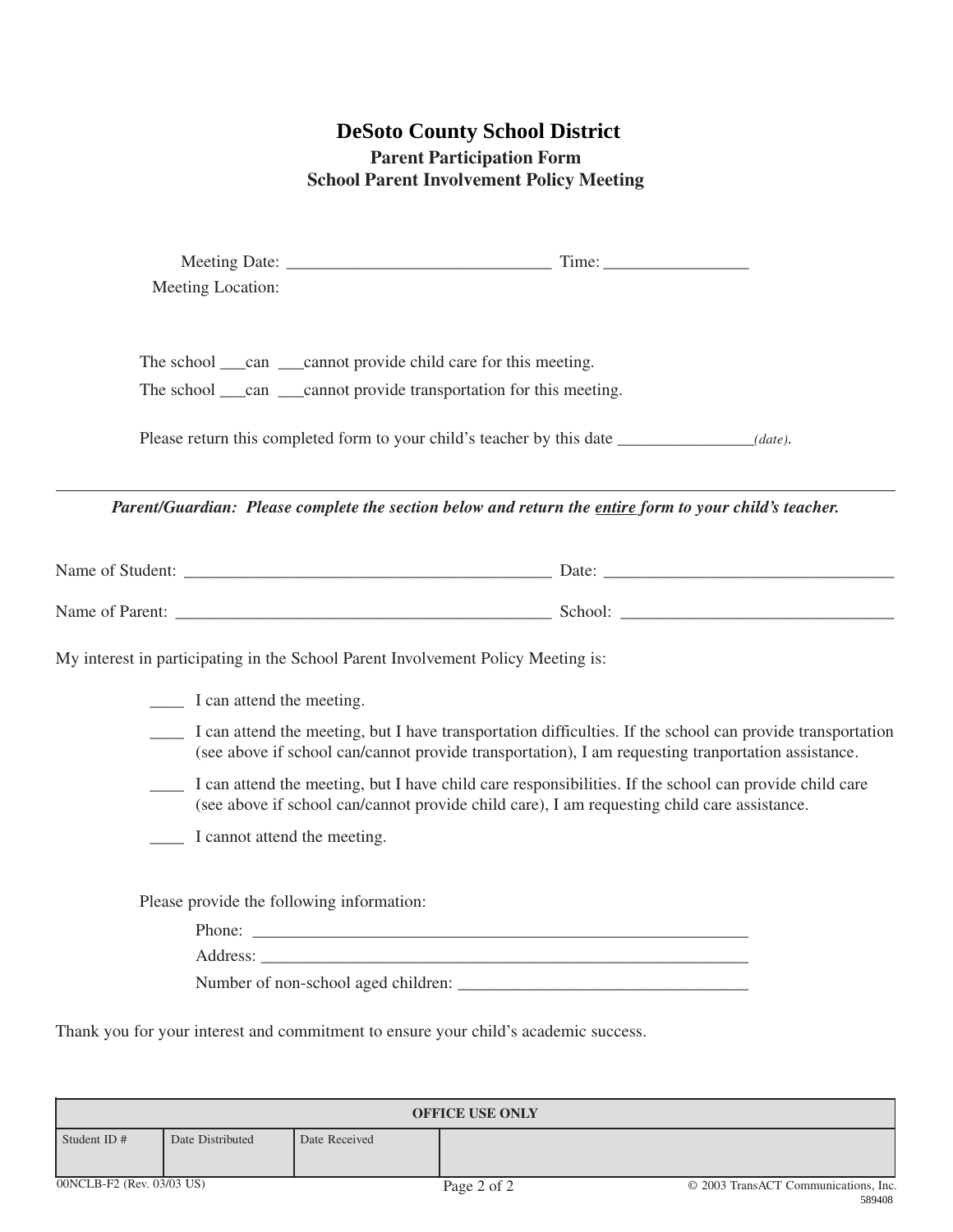# DeSoto County School District

## Parent Participation Form

## School Parent Involvement Policy Meeting

Meeting Date: ______________________________ Time: ________________

Meeting Location:

The school ___can ___cannot provide child care for this meeting.

The school ___can ___cannot provide transportation for this meeting.

Please return this completed form to your child's teacher by this date _______________*(date)*.

---

***Parent/Guardian: Please complete the section below and return the <u>entire</u> form to your child's teacher.***

Name of Student: ___________________________________________ Date: __________________________________

Name of Parent: ___________________________________________ School: ________________________________

My interest in participating in the School Parent Involvement Policy Meeting is:

____ I can attend the meeting.

____ I can attend the meeting, but I have transportation difficulties. If the school can provide transportation (see above if school can/cannot provide transportation), I am requesting tranportation assistance.

____ I can attend the meeting, but I have child care responsibilities. If the school can provide child care (see above if school can/cannot provide child care), I am requesting child care assistance.

____ I cannot attend the meeting.

Please provide the following information:

Phone: ___________________________________________________________

Address: _________________________________________________________

Number of non-school aged children: __________________________________

Thank you for your interest and commitment to ensure your child's academic success.

| OFFICE USE ONLY | | | |
|---|---|---|---|
| Student ID # | Date Distributed | Date Received | |

00NCLB-F2 (Rev. 03/03 US) © 2003 TransACT Communications, Inc. 589408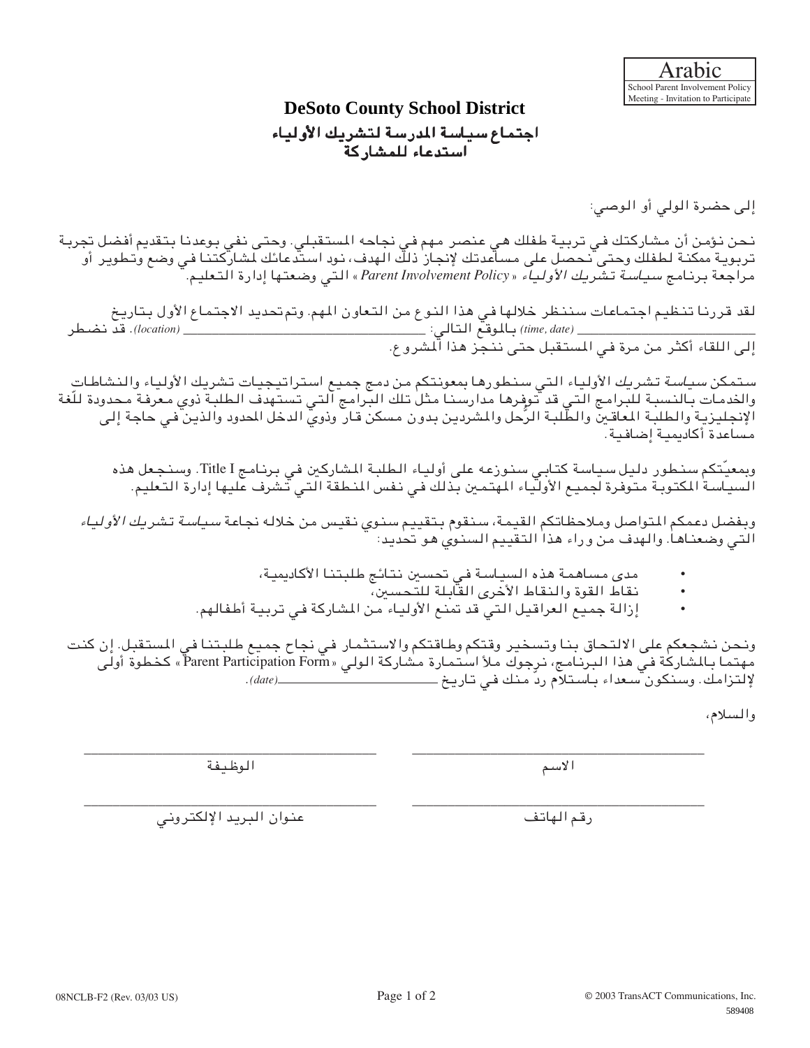Arabic
School Parent Involvement Policy
Meeting - Invitation to Participate

# DeSoto County School District

## اجتماع سياسة المدرسة لتشريك الأولياء
## استدعاء للمشاركة

إلى حضرة الولي أو الوصي:

نحن نؤمن أن مشاركتك في تربية طفلك هي عنصر مهم في نجاحه المستقبلي. وحتى نفي بوعدنا بتقديم أفضل تجربة تربوية ممكنة لطفلك وحتى نحصل على مساعدتك لإنجاز ذلك الهدف، نود استدعائك لمشاركتنا في وضع وتطوير أو مراجعة برنامج *سياسة تشريك الأولياء* « *Parent Involvement Policy* » التي وضعتها إدارة التعليم.

لقد قررنا تنظيم اجتماعات سننظر خلالها في هذا النوع من التعاون المهم. وتم تحديد الاجتماع الأول بتاريخ ____________ *(time, date)* بالموقع التالي: ____________ *(location)*. قد نضطر إلى اللقاء أكثر من مرة في المستقبل حتى ننجز هذا المشروع.

ستمكن *سياسة تشريك* الأولياء التي سنطورها بمعونتكم من دمج جميع استراتيجيات تشريك الأولياء والنشاطات والخدمات بالنسبة للبرامج التي قد توفرها مدارسنا مثل تلك البرامج التي تستهدف الطلبة ذوي معرفة محدودة للّغة الإنجليزية والطلبة المعاقين والطلبة الرُحل والمشردين بدون مسكن قار وذوي الدخل المحدود والذين في حاجة إلى مساعدة أكاديمية إضافية.

وبمعيّتكم سنطور دليل سياسة كتابي سنوزعه على أولياء الطلبة المشاركين في برنامج Title I. وسنجعل هذه السياسة المكتوبة متوفرة لجميع الأولياء المهتمين بذلك في نفس المنطقة التي تشرف عليها إدارة التعليم.

وبفضل دعمكم المتواصل وملاحظاتكم القيمة، سنقوم بتقييم سنوي نقيس من خلاله نجاعة *سياسة تشريك الأولياء* التي وضعناها. والهدف من وراء هذا التقييم السنوي هو تحديد:

- مدى مساهمة هذه السياسة في تحسين نتائج طلبتنا الأكاديمية،
- نقاط القوة والنقاط الأخرى القابلة للتحسين،
- إزالة جميع العراقيل التي قد تمنع الأولياء من المشاركة في تربية أطفالهم.

ونحن نشجعكم على الالتحاق بنا وتسخير وقتكم وطاقتكم والاستثمار في نجاح جميع طلبتنا في المستقبل. إن كنت مهتما بالمشاركة في هذا البرنامج، نرجوك ملأ استمارة مشاركة الولي « Parent Participation Form » كخطوة أولى لإلتزامك. وسنكون سعداء باستلام ردّ منك في تاريخ ____________ *(date)*.

والسلام،

| ____________ | ____________ |
|---|---|
| الاسم | الوظيفة |
| ____________ | ____________ |
| رقم الهاتف | عنوان البريد الإلكتروني |

08NCLB-F2 (Rev. 03/03 US)

© 2003 TransACT Communications, Inc.
589408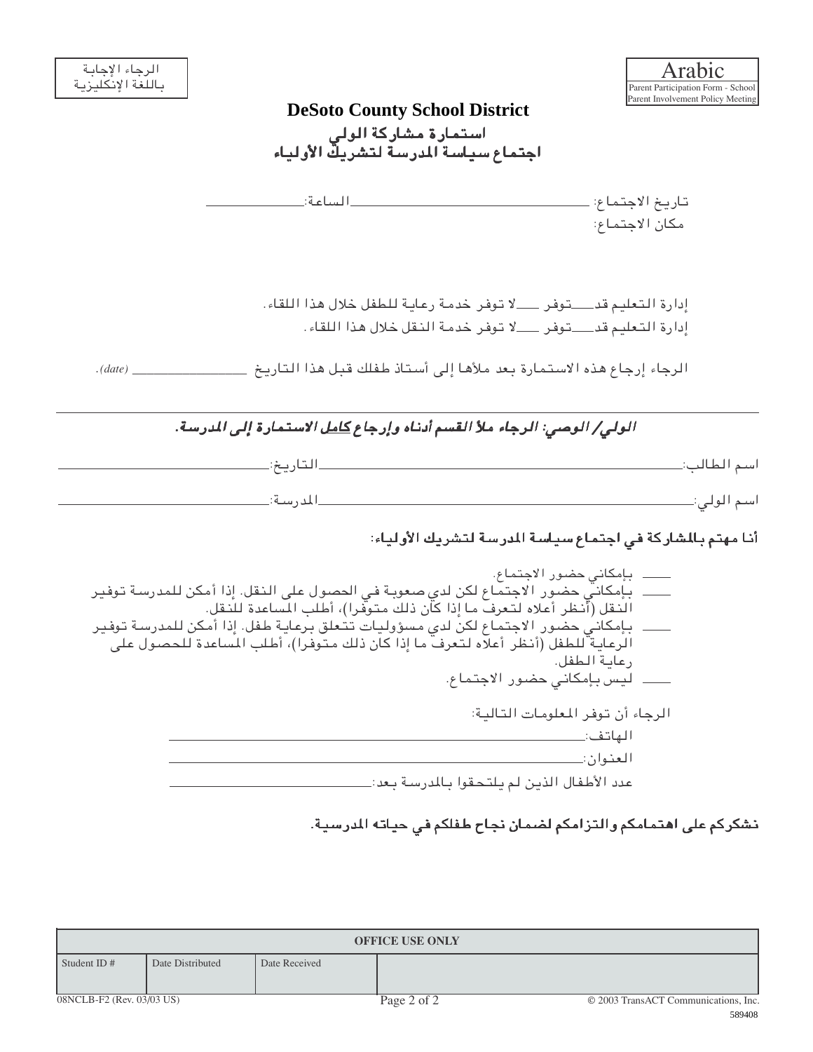الرجاء الإجابة
باللغة الإنكليزية

Arabic
Parent Participation Form - School Parent Involvement Policy Meeting

# DeSoto County School District

## استمارة مشاركة الولي
## اجتماع سياسة المدرسة لتشريك الأولياء

تاريخ الاجتماع: ________________ الساعة: ________

مكان الاجتماع:

إدارة التعليم قد___توفر ___لا توفر خدمة رعاية للطفل خلال هذا اللقاء.

إدارة التعليم قد___توفر ___لا توفر خدمة النقل خلال هذا اللقاء.

الرجاء إرجاع هذه الاستمارة بعد ملأها إلى أستاذ طفلك قبل هذا التاريخ ________ (date).

---

***الولي/ الوصي: الرجاء ملأ القسم أدناه وإرجاع كامل الاستمارة إلى المدرسة.***

اسم الطالب: ________________ التاريخ: ________________

اسم الولي: ________________ المدرسة: ________________

**أنا مهتم بالمشاركة في اجتماع سياسة المدرسة لتشريك الأولياء:**

- ___ بإمكاني حضور الاجتماع.
- ___ بإمكاني حضور الاجتماع لكن لدي صعوبة في الحصول على النقل. إذا أمكن للمدرسة توفير النقل (أنظر أعلاه لتعرف ما إذا كان ذلك متوفرا)، أطلب المساعدة للنقل.
- ___ بإمكاني حضور الاجتماع لكن لدي مسؤوليات تتعلق برعاية طفل. إذا أمكن للمدرسة توفير الرعاية للطفل (أنظر أعلاه لتعرف ما إذا كان ذلك متوفرا)، أطلب المساعدة للحصول على رعاية الطفل.
- ___ ليس بإمكاني حضور الاجتماع.

الرجاء أن توفر المعلومات التالية:

الهاتف: ________________

العنوان: ________________

عدد الأطفال الذين لم يلتحقوا بالمدرسة بعد: ________________

**نشكركم على اهتمامكم والتزامكم لضمان نجاح طفلكم في حياته المدرسية.**

| OFFICE USE ONLY | | | |
|---|---|---|---|
| Student ID # | Date Distributed | Date Received | |

08NCLB-F2 (Rev. 03/03 US) © 2003 TransACT Communications, Inc. 589408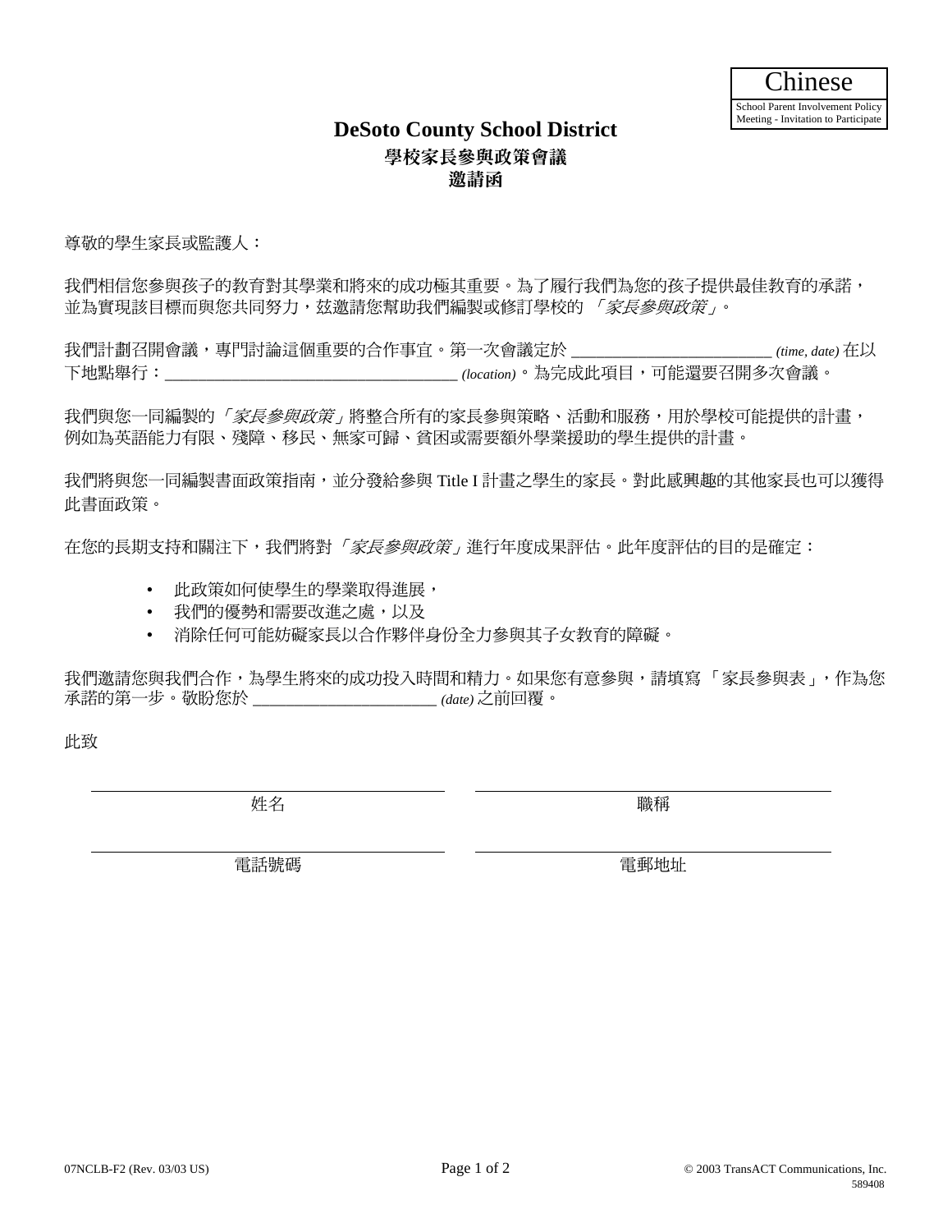Chinese

School Parent Involvement Policy Meeting - Invitation to Participate

# DeSoto County School District

## 學校家長參與政策會議
## 邀請函

尊敬的學生家長或監護人：

我們相信您參與孩子的教育對其學業和將來的成功極其重要。為了履行我們為您的孩子提供最佳教育的承諾，並為實現該目標而與您共同努力，茲邀請您幫助我們編製或修訂學校的 *「家長參與政策」*。

我們計劃召開會議，專門討論這個重要的合作事宜。第一次會議定於 ________________________ *(time, date)* 在以下地點舉行：___________________________________ *(location)*。為完成此項目，可能還要召開多次會議。

我們與您一同編製的 *「家長參與政策」* 將整合所有的家長參與策略、活動和服務，用於學校可能提供的計畫，例如為英語能力有限、殘障、移民、無家可歸、貧困或需要額外學業援助的學生提供的計畫。

我們將與您一同編製書面政策指南，並分發給參與 Title I 計畫之學生的家長。對此感興趣的其他家長也可以獲得此書面政策。

在您的長期支持和關注下，我們將對 *「家長參與政策」* 進行年度成果評估。此年度評估的目的是確定：

- 此政策如何使學生的學業取得進展，
- 我們的優勢和需要改進之處，以及
- 消除任何可能妨礙家長以合作夥伴身份全力參與其子女教育的障礙。

我們邀請您與我們合作，為學生將來的成功投入時間和精力。如果您有意參與，請填寫 「家長參與表」，作為您承諾的第一步。敬盼您於 ______________________ *(date)* 之前回覆。

此致

| ______________________ | ______________________ |
| --- | --- |
| 姓名 | 職稱 |
| ______________________ | ______________________ |
| 電話號碼 | 電郵地址 |

07NCLB-F2 (Rev. 03/03 US) © 2003 TransACT Communications, Inc. 589408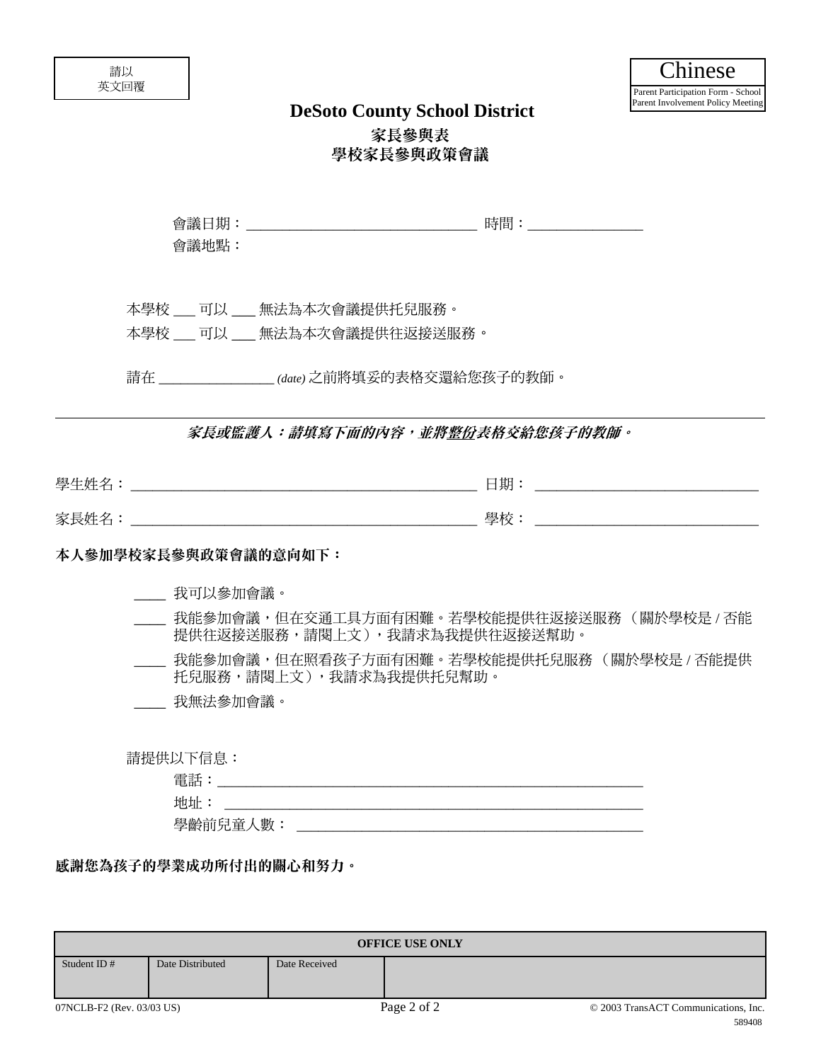請以
英文回覆

Chinese

Parent Participation Form - School Parent Involvement Policy Meeting

# DeSoto County School District

## 家長參與表
## 學校家長參與政策會議

會議日期：________________________________ 時間：________________

會議地點：

本學校 ___ 可以 ___ 無法為本次會議提供托兒服務。

本學校 ___ 可以 ___ 無法為本次會議提供往返接送服務。

請在 ________________ *(date)* 之前將填妥的表格交還給您孩子的教師。

---

***家長或監護人：請填寫下面的內容，並將整份表格交給您孩子的教師。***

學生姓名：_______________________________________________ 日期：______________________________

家長姓名：_______________________________________________ 學校：______________________________

**本人參加學校家長參與政策會議的意向如下：**

____ 我可以參加會議。

____ 我能參加會議，但在交通工具方面有困難。若學校能提供往返接送服務（關於學校是 / 否能提供往返接送服務，請閱上文），我請求為我提供往返接送幫助。

____ 我能參加會議，但在照看孩子方面有困難。若學校能提供托兒服務（關於學校是 / 否能提供托兒服務，請閱上文），我請求為我提供托兒幫助。

____ 我無法參加會議。

請提供以下信息：

電話：____________________________________________________________

地址：____________________________________________________________

學齡前兒童人數：_______________________________________________

**感謝您為孩子的學業成功所付出的關心和努力。**

| OFFICE USE ONLY | | | |
|---|---|---|---|
| Student ID # | Date Distributed | Date Received | |
| | | | |

07NCLB-F2 (Rev. 03/03 US)

© 2003 TransACT Communications, Inc.
589408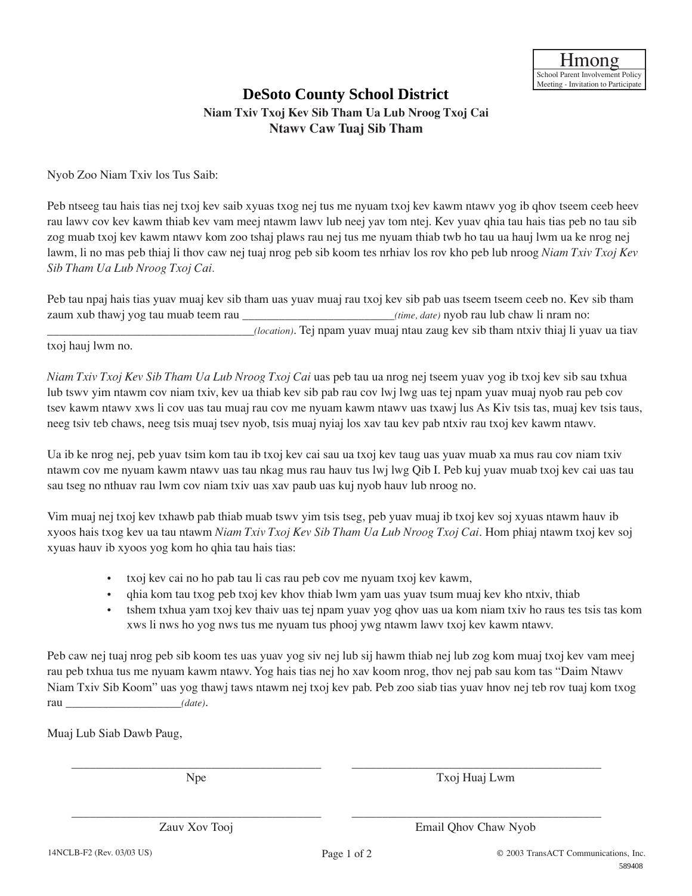Hmong

School Parent Involvement Policy Meeting - Invitation to Participate

# DeSoto County School District

## Niam Txiv Txoj Kev Sib Tham Ua Lub Nroog Txoj Cai
## Ntawv Caw Tuaj Sib Tham

Nyob Zoo Niam Txiv los Tus Saib:

Peb ntseeg tau hais tias nej txoj kev saib xyuas txog nej tus me nyuam txoj kev kawm ntawv yog ib qhov tseem ceeb heev rau lawv cov kev kawm thiab kev vam meej ntawm lawv lub neej yav tom ntej. Kev yuav qhia tau hais tias peb no tau sib zog muab txoj kev kawm ntawv kom zoo tshaj plaws rau nej tus me nyuam thiab twb ho tau ua hauj lwm ua ke nrog nej lawm, li no mas peb thiaj li thov caw nej tuaj nrog peb sib koom tes nrhiav los rov kho peb lub nroog *Niam Txiv Txoj Kev Sib Tham Ua Lub Nroog Txoj Cai*.

Peb tau npaj hais tias yuav muaj kev sib tham uas yuav muaj rau txoj kev sib pab uas tseem tseem ceeb no. Kev sib tham zaum xub thawj yog tau muab teem rau _________________________*(time, date)* nyob rau lub chaw li nram no: __________________________________*(location)*. Tej npam yuav muaj ntau zaug kev sib tham ntxiv thiaj li yuav ua tiav txoj hauj lwm no.

*Niam Txiv Txoj Kev Sib Tham Ua Lub Nroog Txoj Cai* uas peb tau ua nrog nej tseem yuav yog ib txoj kev sib sau txhua lub tswv yim ntawm cov niam txiv, kev ua thiab kev sib pab rau cov lwj lwg uas tej npam yuav muaj nyob rau peb cov tsev kawm ntawv xws li cov uas tau muaj rau cov me nyuam kawm ntawv uas txawj lus As Kiv tsis tas, muaj kev tsis taus, neeg tsiv teb chaws, neeg tsis muaj tsev nyob, tsis muaj nyiaj los xav tau kev pab ntxiv rau txoj kev kawm ntawv.

Ua ib ke nrog nej, peb yuav tsim kom tau ib txoj kev cai sau ua txoj kev taug uas yuav muab xa mus rau cov niam txiv ntawm cov me nyuam kawm ntawv uas tau nkag mus rau hauv tus lwj lwg Qib I. Peb kuj yuav muab txoj kev cai uas tau sau tseg no nthuav rau lwm cov niam txiv uas xav paub uas kuj nyob hauv lub nroog no.

Vim muaj nej txoj kev txhawb pab thiab muab tswv yim tsis tseg, peb yuav muaj ib txoj kev soj xyuas ntawm hauv ib xyoos hais txog kev ua tau ntawm *Niam Txiv Txoj Kev Sib Tham Ua Lub Nroog Txoj Cai*. Hom phiaj ntawm txoj kev soj xyuas hauv ib xyoos yog kom ho qhia tau hais tias:

- txoj kev cai no ho pab tau li cas rau peb cov me nyuam txoj kev kawm,
- qhia kom tau txog peb txoj kev khov thiab lwm yam uas yuav tsum muaj kev kho ntxiv, thiab
- tshem txhua yam txoj kev thaiv uas tej npam yuav yog qhov uas ua kom niam txiv ho raus tes tsis tas kom xws li nws ho yog nws tus me nyuam tus phooj ywg ntawm lawv txoj kev kawm ntawv.

Peb caw nej tuaj nrog peb sib koom tes uas yuav yog siv nej lub sij hawm thiab nej lub zog kom muaj txoj kev vam meej rau peb txhua tus me nyuam kawm ntawv. Yog hais tias nej ho xav koom nrog, thov nej pab sau kom tas "Daim Ntawv Niam Txiv Sib Koom" uas yog thawj taws ntawm nej txoj kev pab. Peb zoo siab tias yuav hnov nej teb rov tuaj kom txog rau ___________________*(date)*.

Muaj Lub Siab Dawb Paug,

| ___________________________ | ___________________________ |
|---|---|
| Npe | Txoj Huaj Lwm |
| ___________________________ | ___________________________ |
| Zauv Xov Tooj | Email Qhov Chaw Nyob |

14NCLB-F2 (Rev. 03/03 US)

© 2003 TransACT Communications, Inc.
589408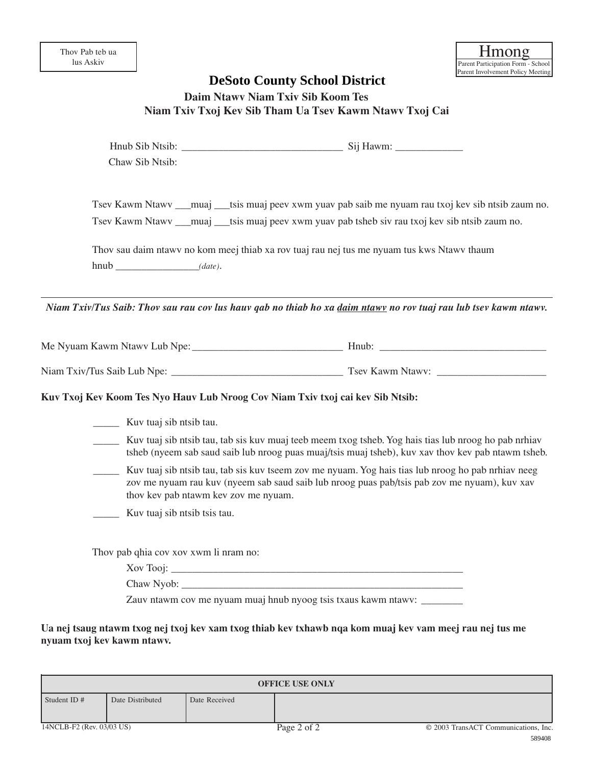Thov Pab teb ua lus Askiv

**Hmong**

Parent Participation Form - School Parent Involvement Policy Meeting

# DeSoto County School District

## Daim Ntawv Niam Txiv Sib Koom Tes
## Niam Txiv Txoj Kev Sib Tham Ua Tsev Kawm Ntawv Txoj Cai

Hnub Sib Ntsib: ________________________________ Sij Hawm: _____________

Chaw Sib Ntsib:

Tsev Kawm Ntawv ___muaj ___tsis muaj peev xwm yuav pab saib me nyuam rau txoj kev sib ntsib zaum no.

Tsev Kawm Ntawv ___muaj ___tsis muaj peev xwm yuav pab tsheb siv rau txoj kev sib ntsib zaum no.

Thov sau daim ntawv no kom meej thiab xa rov tuaj rau nej tus me nyuam tus kws Ntawv thaum hnub ________________*(date)*.

---

***Niam Txiv/Tus Saib: Thov sau rau cov lus hauv qab no thiab ho xa daim ntawv no rov tuaj rau lub tsev kawm ntawv.***

Me Nyuam Kawm Ntawv Lub Npe: ______________________________ Hnub: _________________________________

Niam Txiv/Tus Saib Lub Npe: __________________________________ Tsev Kawm Ntawv: _____________________

**Kuv Txoj Kev Koom Tes Nyo Hauv Lub Nroog Cov Niam Txiv txoj cai kev Sib Ntsib:**

_____ Kuv tuaj sib ntsib tau.

_____ Kuv tuaj sib ntsib tau, tab sis kuv muaj teeb meem txog tsheb. Yog hais tias lub nroog ho pab nrhiav tsheb (nyeem sab saud saib lub nroog puas muaj/tsis muaj tsheb), kuv xav thov kev pab ntawm tsheb.

_____ Kuv tuaj sib ntsib tau, tab sis kuv tseem zov me nyuam. Yog hais tias lub nroog ho pab nrhiav neeg zov me nyuam rau kuv (nyeem sab saud saib lub nroog puas pab/tsis pab zov me nyuam), kuv xav thov kev pab ntawm kev zov me nyuam.

_____ Kuv tuaj sib ntsib tsis tau.

Thov pab qhia cov xov xwm li nram no:

Xov Tooj: ____________________________________________________________

Chaw Nyob: ___________________________________________________________

Zauv ntawm cov me nyuam muaj hnub nyoog tsis txaus kawm ntawv: ________

**Ua nej tsaug ntawm txog nej txoj kev xam txog thiab kev txhawb nqa kom muaj kev vam meej rau nej tus me nyuam txoj kev kawm ntawv.**

| OFFICE USE ONLY | | | |
|---|---|---|---|
| Student ID # | Date Distributed | Date Received | |

14NCLB-F2 (Rev. 03/03 US) © 2003 TransACT Communications, Inc. 589408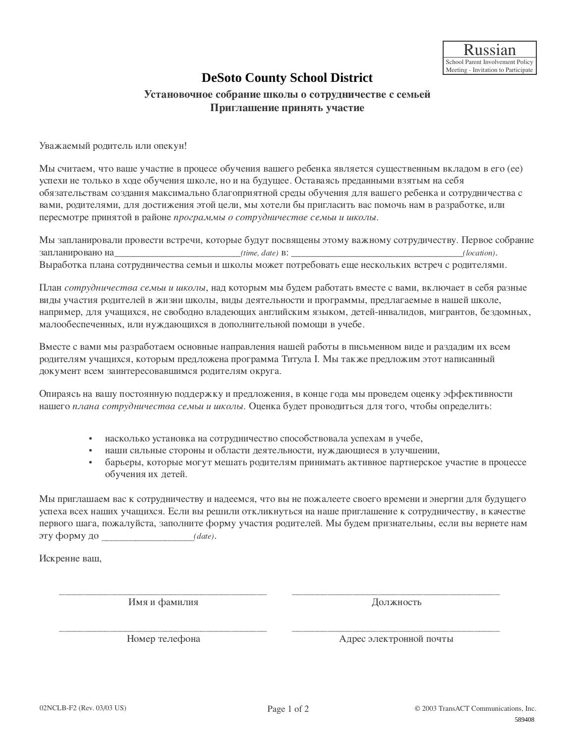Russian

School Parent Involvement Policy Meeting - Invitation to Participate

# DeSoto County School District

## Установочное собрание школы о сотрудничестве с семьей
## Приглашение принять участие

Уважаемый родитель или опекун!

Мы считаем, что ваше участие в процесе обучения вашего ребенка является существенным вкладом в его (ее) успехи не только в ходе обучения школе, но и на будущее. Оставаясь преданными взятым на себя обязательствам создания максимально благоприятной среды обучения для вашего ребенка и сотрудничества с вами, родителями, для достижения этой цели, мы хотели бы пригласить вас помочь нам в разработке, или пересмотре принятой в районе *программы о сотрудничестве семьи и школы*.

Мы запланировали провести встречи, которые будут посвящены этому важному сотрудничеству. Первое собрание запланировано на___________________________*(time, date)* в: _____________________________________*(location)*. Выработка плана сотрудничества семьи и школы может потребовать еще нескольких встреч с родителями.

План *сотрудничества семьи и школы*, над которым мы будем работать вместе с вами, включает в себя разные виды участия родителей в жизни школы, виды деятельности и программы, предлагаемые в нашей школе, например, для учащихся, не свободно владеющих английским языком, детей-инвалидов, мигрантов, бездомных, малообеспеченных, или нуждающихся в дополнительной помощи в учебе.

Вместе с вами мы разработаем основные направления нашей работы в письменном виде и раздадим их всем родителям учащихся, которым предложена программа Титула I. Мы также предложим этот написанный документ всем заинтересовавшимся родителям округа.

Опираясь на вашу постоянную поддержку и предложения, в конце года мы проведем оценку эффективности нашего *плана сотрудничества семьи и школы*. Оценка будет проводиться для того, чтобы определить:

- насколько установка на сотрудничество способствовала успехам в учебе,
- наши сильные стороны и области деятельности, нуждающиеся в улучшении,
- барьеры, которые могут мешать родителям принимать активное партнерское участие в процессе обучения их детей.

Мы приглашаем вас к сотрудничеству и надеемся, что вы не пожалеете своего времени и энергии для будущего успеха всех наших учащихся. Если вы решили откликнуться на наше приглашение к сотрудничеству, в качестве первого шага, пожалуйста, заполните форму участия родителей. Мы будем признательны, если вы вернете нам эту форму до ___________________*(date)*.

Искренне ваш,

| | |
|---|---|
| ____________________________________________ | ____________________________________________ |
| Имя и фамилия | Должность |
| ____________________________________________ | ____________________________________________ |
| Номер телефона | Адрес электронной почты |

02NCLB-F2 (Rev. 03/03 US) © 2003 TransACT Communications, Inc. 589408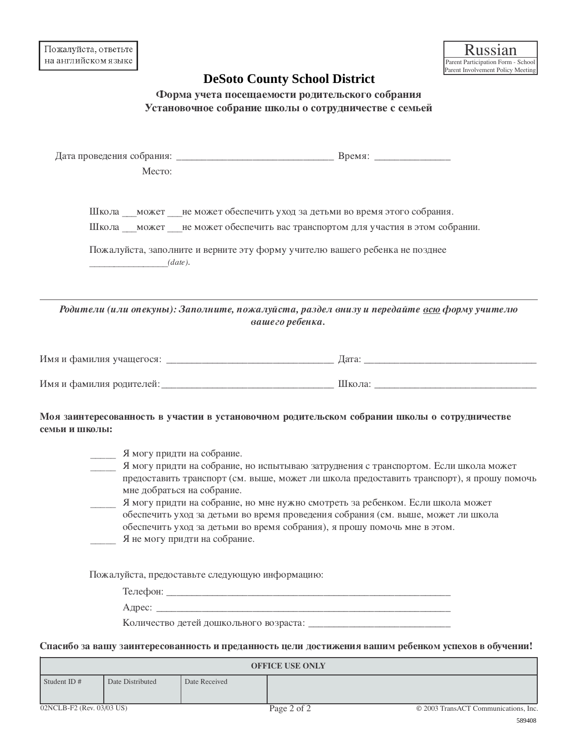Пожалуйста, ответьте на английском языке

Russian
Parent Participation Form - School Parent Involvement Policy Meeting

# DeSoto County School District

## Форма учета посещаемости родительского собрания
## Установочное собрание школы о сотрудничестве с семьей

Дата проведения собрания: _______________________________ Время: _______________

Место:

Школа ___может ___не может обеспечить уход за детьми во время этого собрания.

Школа ___может ___не может обеспечить вас транспортом для участия в этом собрании.

Пожалуйста, заполните и верните эту форму учителю вашего ребенка не позднее _______________*(date)*.

---

***Родители (или опекуны): Заполните, пожалуйста, раздел внизу и передайте <u>всю</u> форму учителю вашего ребенка.***

Имя и фамилия учащегося: __________________________________ Дата: __________________________________

Имя и фамилия родителей:__________________________________ Школа: ________________________________

**Моя заинтересованность в участии в установочном родительском собрании школы о сотрудничестве семьи и школы:**

_____ Я могу придти на собрание.

_____ Я могу придти на собрание, но испытываю затруднения с транспортом. Если школа может предоставить транспорт (см. выше, может ли школа предоставить транспорт), я прошу помочь мне добраться на собрание.

_____ Я могу придти на собрание, но мне нужно смотреть за ребенком. Если школа может обеспечить уход за детьми во время проведения собрания (см. выше, может ли школа обеспечить уход за детьми во время собрания), я прошу помочь мне в этом.

_____ Я не могу придти на собрание.

Пожалуйста, предоставьте следующую информацию:

Телефон: __________________________________________________________

Адрес: ____________________________________________________________

Количество детей дошкольного возраста: ______________________________

**Спасибо за вашу заинтересованность и преданность цели достижения вашим ребенком успехов в обучении!**

| OFFICE USE ONLY | | | |
|---|---|---|---|
| Student ID # | Date Distributed | Date Received | |

02NCLB-F2 (Rev. 03/03 US) © 2003 TransACT Communications, Inc.

589408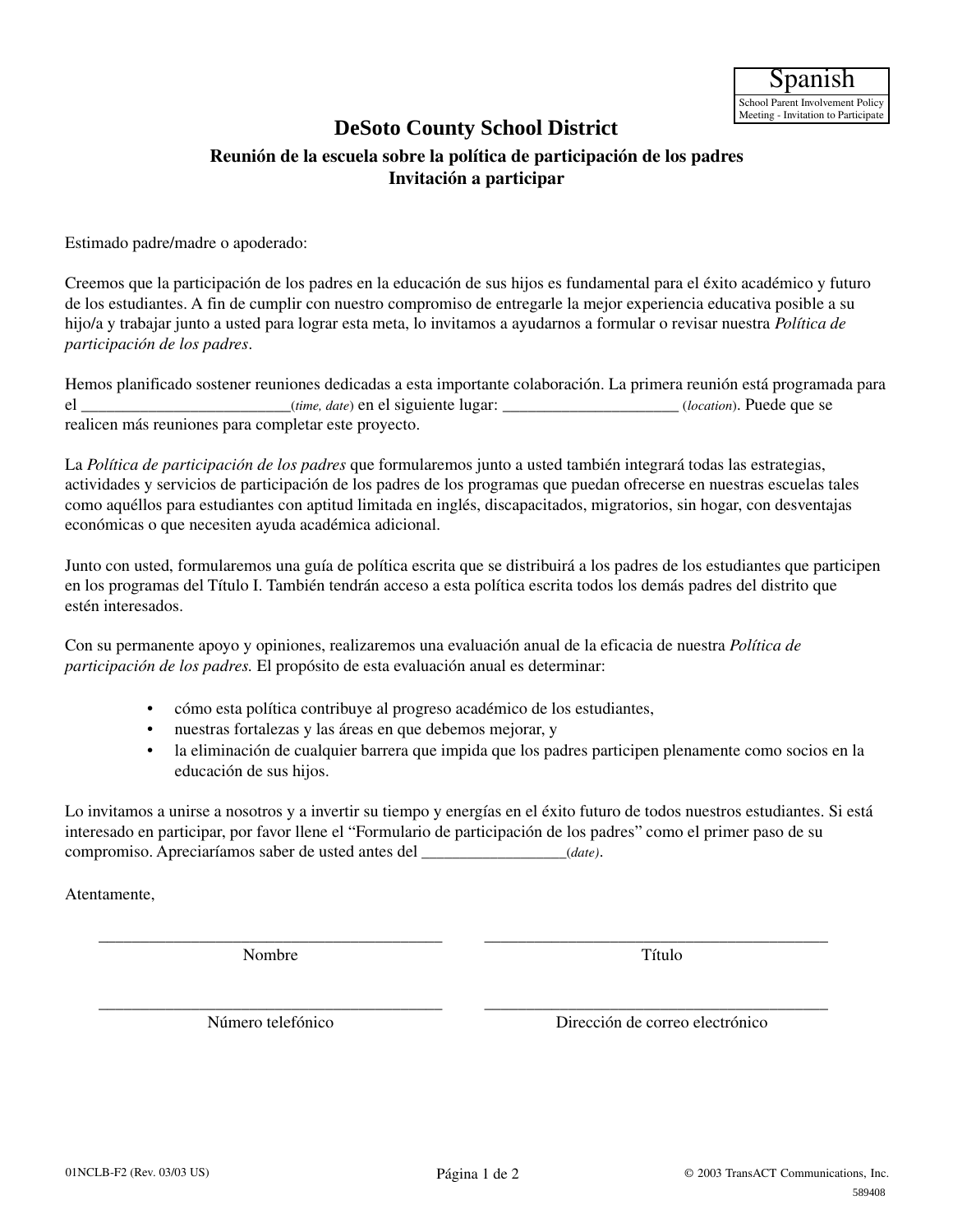Spanish

School Parent Involvement Policy Meeting - Invitation to Participate

# DeSoto County School District

## Reunión de la escuela sobre la política de participación de los padres
## Invitación a participar

Estimado padre/madre o apoderado:

Creemos que la participación de los padres en la educación de sus hijos es fundamental para el éxito académico y futuro de los estudiantes. A fin de cumplir con nuestro compromiso de entregarle la mejor experiencia educativa posible a su hijo/a y trabajar junto a usted para lograr esta meta, lo invitamos a ayudarnos a formular o revisar nuestra *Política de participación de los padres*.

Hemos planificado sostener reuniones dedicadas a esta importante colaboración. La primera reunión está programada para el ________________________(*time, date*) en el siguiente lugar: ____________________ (*location*). Puede que se realicen más reuniones para completar este proyecto.

La *Política de participación de los padres* que formularemos junto a usted también integrará todas las estrategias, actividades y servicios de participación de los padres de los programas que puedan ofrecerse en nuestras escuelas tales como aquéllos para estudiantes con aptitud limitada en inglés, discapacitados, migratorios, sin hogar, con desventajas económicas o que necesiten ayuda académica adicional.

Junto con usted, formularemos una guía de política escrita que se distribuirá a los padres de los estudiantes que participen en los programas del Título I. También tendrán acceso a esta política escrita todos los demás padres del distrito que estén interesados.

Con su permanente apoyo y opiniones, realizaremos una evaluación anual de la eficacia de nuestra *Política de participación de los padres.* El propósito de esta evaluación anual es determinar:

- cómo esta política contribuye al progreso académico de los estudiantes,
- nuestras fortalezas y las áreas en que debemos mejorar, y
- la eliminación de cualquier barrera que impida que los padres participen plenamente como socios en la educación de sus hijos.

Lo invitamos a unirse a nosotros y a invertir su tiempo y energías en el éxito futuro de todos nuestros estudiantes. Si está interesado en participar, por favor llene el "Formulario de participación de los padres" como el primer paso de su compromiso. Apreciaríamos saber de usted antes del _________________(*date)*.

Atentamente,

| | |
|---|---|
| ________________________________________ | ________________________________________ |
| Nombre | Título |
| ________________________________________ | ________________________________________ |
| Número telefónico | Dirección de correo electrónico |

01NCLB-F2 (Rev. 03/03 US) © 2003 TransACT Communications, Inc. 589408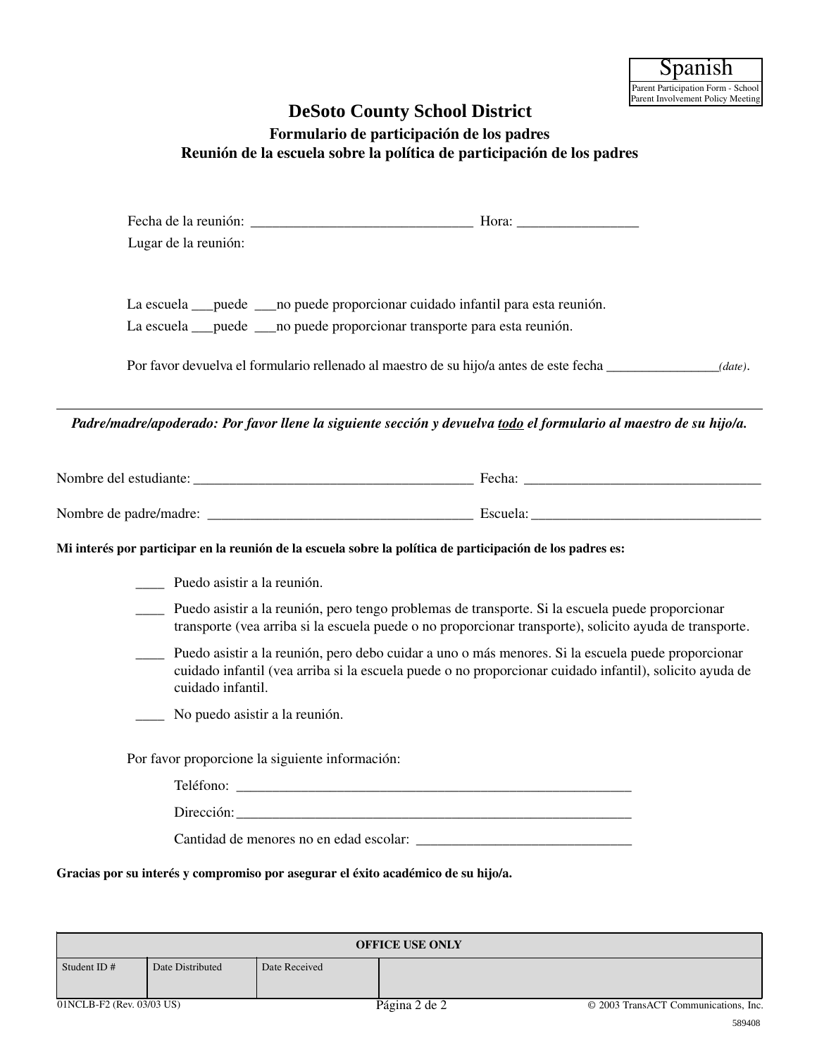| Spanish |
| --- |
| Parent Participation Form - School Parent Involvement Policy Meeting |

# DeSoto County School District

## Formulario de participación de los padres
## Reunión de la escuela sobre la política de participación de los padres

Fecha de la reunión: _______________________________ Hora: _________________

Lugar de la reunión:

La escuela ___puede ___no puede proporcionar cuidado infantil para esta reunión.

La escuela ___puede ___no puede proporcionar transporte para esta reunión.

Por favor devuelva el formulario rellenado al maestro de su hijo/a antes de este fecha ________________*(date)*.

---

***Padre/madre/apoderado: Por favor llene la siguiente sección y devuelva todo el formulario al maestro de su hijo/a.***

Nombre del estudiante: ________________________________________ Fecha: __________________________________

Nombre de padre/madre: ______________________________________ Escuela: _________________________________

**Mi interés por participar en la reunión de la escuela sobre la política de participación de los padres es:**

____ Puedo asistir a la reunión.

____ Puedo asistir a la reunión, pero tengo problemas de transporte. Si la escuela puede proporcionar transporte (vea arriba si la escuela puede o no proporcionar transporte), solicito ayuda de transporte.

____ Puedo asistir a la reunión, pero debo cuidar a uno o más menores. Si la escuela puede proporcionar cuidado infantil (vea arriba si la escuela puede o no proporcionar cuidado infantil), solicito ayuda de cuidado infantil.

____ No puedo asistir a la reunión.

Por favor proporcione la siguiente información:

Teléfono: __________________________________________________________

Dirección: __________________________________________________________

Cantidad de menores no en edad escolar: ______________________________

**Gracias por su interés y compromiso por asegurar el éxito académico de su hijo/a.**

| OFFICE USE ONLY | | | |
| --- | --- | --- | --- |
| Student ID # | Date Distributed | Date Received | |

01NCLB-F2 (Rev. 03/03 US) © 2003 TransACT Communications, Inc.

589408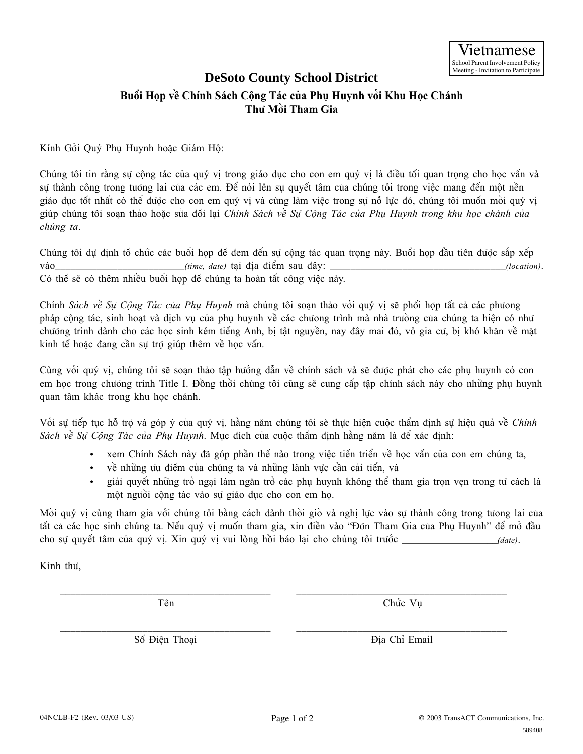Vietnamese

School Parent Involvement Policy Meeting - Invitation to Participate

# DeSoto County School District

## Buổi Họp về Chính Sách Cộng Tác của Phụ Huynh với Khu Học Chánh
## Thư Mời Tham Gia

Kính Gởi Quý Phụ Huynh hoặc Giám Hộ:

Chúng tôi tin rằng sự cộng tác của quý vị trong giáo dục cho con em quý vị là điều tối quan trọng cho học vấn và sự thành công trong tương lai của các em. Để nói lên sự quyết tâm của chúng tôi trong việc mang đến một nền giáo dục tốt nhất có thể được cho con em quý vị và cùng làm việc trong sự nỗ lực đó, chúng tôi muốn mời quý vị giúp chúng tôi soạn thảo hoặc sửa đổi lại *Chính Sách về Sự Cộng Tác của Phụ Huynh trong khu học chánh của chúng ta*.

Chúng tôi dự định tổ chức các buổi họp để đem đến sự cộng tác quan trọng này. Buổi họp đầu tiên được sắp xếp vào_________________________*(time, date)* tại địa điểm sau đây: ___________________________________*(location)*. Có thể sẽ có thêm nhiều buổi họp để chúng ta hoàn tất công việc này.

Chính *Sách về Sự Cộng Tác của Phụ Huynh* mà chúng tôi soạn thảo với quý vị sẽ phối hợp tất cả các phương pháp cộng tác, sinh hoạt và dịch vụ của phụ huynh về các chương trình mà nhà trường của chúng ta hiện có như chương trình dành cho các học sinh kém tiếng Anh, bị tật nguyền, nay đây mai đó, vô gia cư, bị khó khăn về mặt kinh tế hoặc đang cần sự trợ giúp thêm về học vấn.

Cùng với quý vị, chúng tôi sẽ soạn thảo tập hướng dẫn về chính sách và sẽ được phát cho các phụ huynh có con em học trong chương trình Title I. Đồng thời chúng tôi cũng sẽ cung cấp tập chính sách này cho những phụ huynh quan tâm khác trong khu học chánh.

Với sự tiếp tục hỗ trợ và góp ý của quý vị, hằng năm chúng tôi sẽ thực hiện cuộc thẩm định sự hiệu quả về *Chính Sách về Sự Cộng Tác của Phụ Huynh*. Mục đích của cuộc thẩm định hằng năm là để xác định:

- xem Chính Sách này đã góp phần thế nào trong việc tiến triển về học vấn của con em chúng ta,
- về những ưu điểm của chúng ta và những lãnh vực cần cải tiến, và
- giải quyết những trở ngại làm ngăn trở các phụ huynh không thể tham gia trọn vẹn trong tư cách là một người cộng tác vào sự giáo dục cho con em họ.

Mời quý vị cùng tham gia với chúng tôi bằng cách dành thời giờ và nghị lực vào sự thành công trong tương lai của tất cả các học sinh chúng ta. Nếu quý vị muốn tham gia, xin điền vào "Đơn Tham Gia của Phụ Huynh" để mở đầu cho sự quyết tâm của quý vị. Xin quý vị vui lòng hồi báo lại cho chúng tôi trước __________________*(date)*.

Kính thư,

_________________________________________ Tên

_________________________________________ Chức Vụ

_________________________________________ Số Điện Thoại

_________________________________________ Địa Chỉ Email

04NCLB-F2 (Rev. 03/03 US)

© 2003 TransACT Communications, Inc.
589408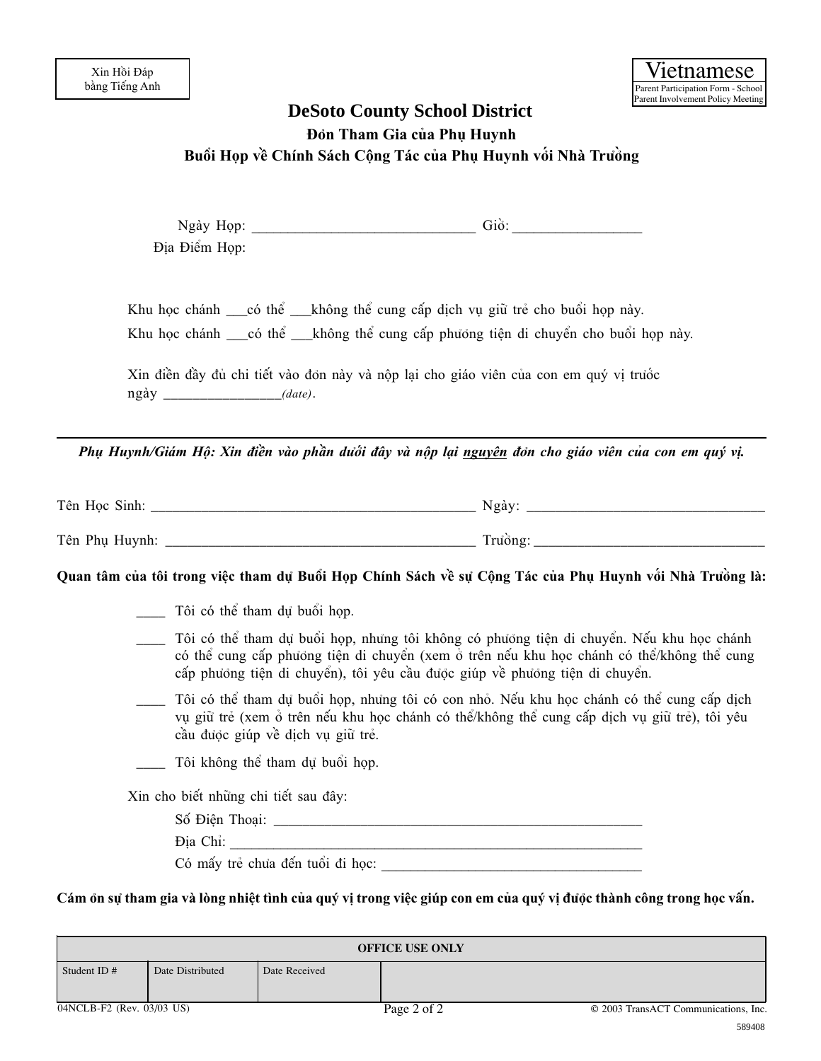Xin Hồi Đáp bằng Tiếng Anh

Vietnamese
Parent Participation Form - School Parent Involvement Policy Meeting

# DeSoto County School District

## Đơn Tham Gia của Phụ Huynh
## Buổi Họp về Chính Sách Cộng Tác của Phụ Huynh với Nhà Trường

Ngày Họp: ______________________________ Giờ: _________________

Địa Điểm Họp:

Khu học chánh ___có thể ___không thể cung cấp dịch vụ giữ trẻ cho buổi họp này.

Khu học chánh ___có thể ___không thể cung cấp phương tiện di chuyển cho buổi họp này.

Xin điền đầy đủ chi tiết vào đơn này và nộp lại cho giáo viên của con em quý vị trước ngày ________________*(date)*.

---

***Phụ Huynh/Giám Hộ: Xin điền vào phần dưới đây và nộp lại nguyên đơn cho giáo viên của con em quý vị.***

Tên Học Sinh: ____________________________________________ Ngày: ________________________________

Tên Phụ Huynh: __________________________________________ Trường: _______________________________

**Quan tâm của tôi trong việc tham dự Buổi Họp Chính Sách về sự Cộng Tác của Phụ Huynh với Nhà Trường là:**

____ Tôi có thể tham dự buổi họp.

____ Tôi có thể tham dự buổi họp, nhưng tôi không có phương tiện di chuyển. Nếu khu học chánh có thể cung cấp phương tiện di chuyển (xem ở trên nếu khu học chánh có thể/không thể cung cấp phương tiện di chuyển), tôi yêu cầu được giúp về phương tiện di chuyển.

____ Tôi có thể tham dự buổi họp, nhưng tôi có con nhỏ. Nếu khu học chánh có thể cung cấp dịch vụ giữ trẻ (xem ở trên nếu khu học chánh có thể/không thể cung cấp dịch vụ giữ trẻ), tôi yêu cầu được giúp về dịch vụ giữ trẻ.

____ Tôi không thể tham dự buổi họp.

Xin cho biết những chi tiết sau đây:

Số Điện Thoại: ____________________________________________________

Địa Chỉ: ________________________________________________________

Có mấy trẻ chưa đến tuổi đi học: ____________________________________

**Cám ơn sự tham gia và lòng nhiệt tình của quý vị trong việc giúp con em của quý vị được thành công trong học vấn.**

| OFFICE USE ONLY | | | |
|---|---|---|---|
| Student ID # | Date Distributed | Date Received | |

04NCLB-F2 (Rev. 03/03 US)

© 2003 TransACT Communications, Inc.

589408